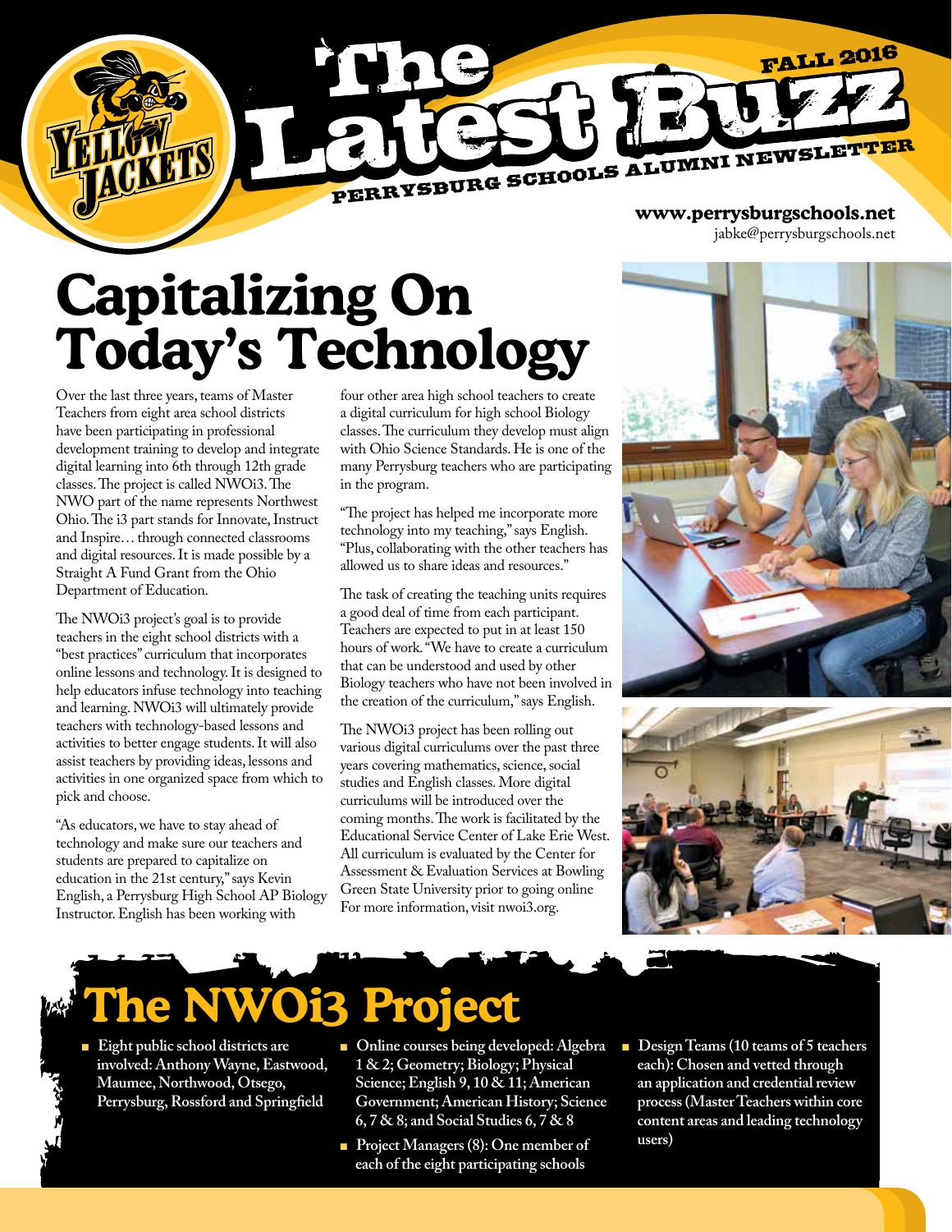# The Latest Buzz

PERRYSBURG SCHOOLS ALUMNI NEWSLETTER

FALL 2016

**www.perrysburgschools.net**
jabke@perrysburgschools.net

# Capitalizing On Today's Technology

Over the last three years, teams of Master Teachers from eight area school districts have been participating in professional development training to develop and integrate digital learning into 6th through 12th grade classes. The project is called NWOi3. The NWO part of the name represents Northwest Ohio. The i3 part stands for Innovate, Instruct and Inspire… through connected classrooms and digital resources. It is made possible by a Straight A Fund Grant from the Ohio Department of Education.

The NWOi3 project's goal is to provide teachers in the eight school districts with a "best practices" curriculum that incorporates online lessons and technology. It is designed to help educators infuse technology into teaching and learning. NWOi3 will ultimately provide teachers with technology-based lessons and activities to better engage students. It will also assist teachers by providing ideas, lessons and activities in one organized space from which to pick and choose.

"As educators, we have to stay ahead of technology and make sure our teachers and students are prepared to capitalize on education in the 21st century," says Kevin English, a Perrysburg High School AP Biology Instructor. English has been working with four other area high school teachers to create a digital curriculum for high school Biology classes. The curriculum they develop must align with Ohio Science Standards. He is one of the many Perrysburg teachers who are participating in the program.

"The project has helped me incorporate more technology into my teaching," says English. "Plus, collaborating with the other teachers has allowed us to share ideas and resources."

The task of creating the teaching units requires a good deal of time from each participant. Teachers are expected to put in at least 150 hours of work. "We have to create a curriculum that can be understood and used by other Biology teachers who have not been involved in the creation of the curriculum," says English.

The NWOi3 project has been rolling out various digital curriculums over the past three years covering mathematics, science, social studies and English classes. More digital curriculums will be introduced over the coming months. The work is facilitated by the Educational Service Center of Lake Erie West. All curriculum is evaluated by the Center for Assessment & Evaluation Services at Bowling Green State University prior to going online For more information, visit nwoi3.org.

## The NWOi3 Project

- **Eight public school districts are involved: Anthony Wayne, Eastwood, Maumee, Northwood, Otsego, Perrysburg, Rossford and Springfield**
- **Online courses being developed: Algebra 1 & 2; Geometry; Biology; Physical Science; English 9, 10 & 11; American Government; American History; Science 6, 7 & 8; and Social Studies 6, 7 & 8**
- **Project Managers (8): One member of each of the eight participating schools**
- **Design Teams (10 teams of 5 teachers each): Chosen and vetted through an application and credential review process (Master Teachers within core content areas and leading technology users)**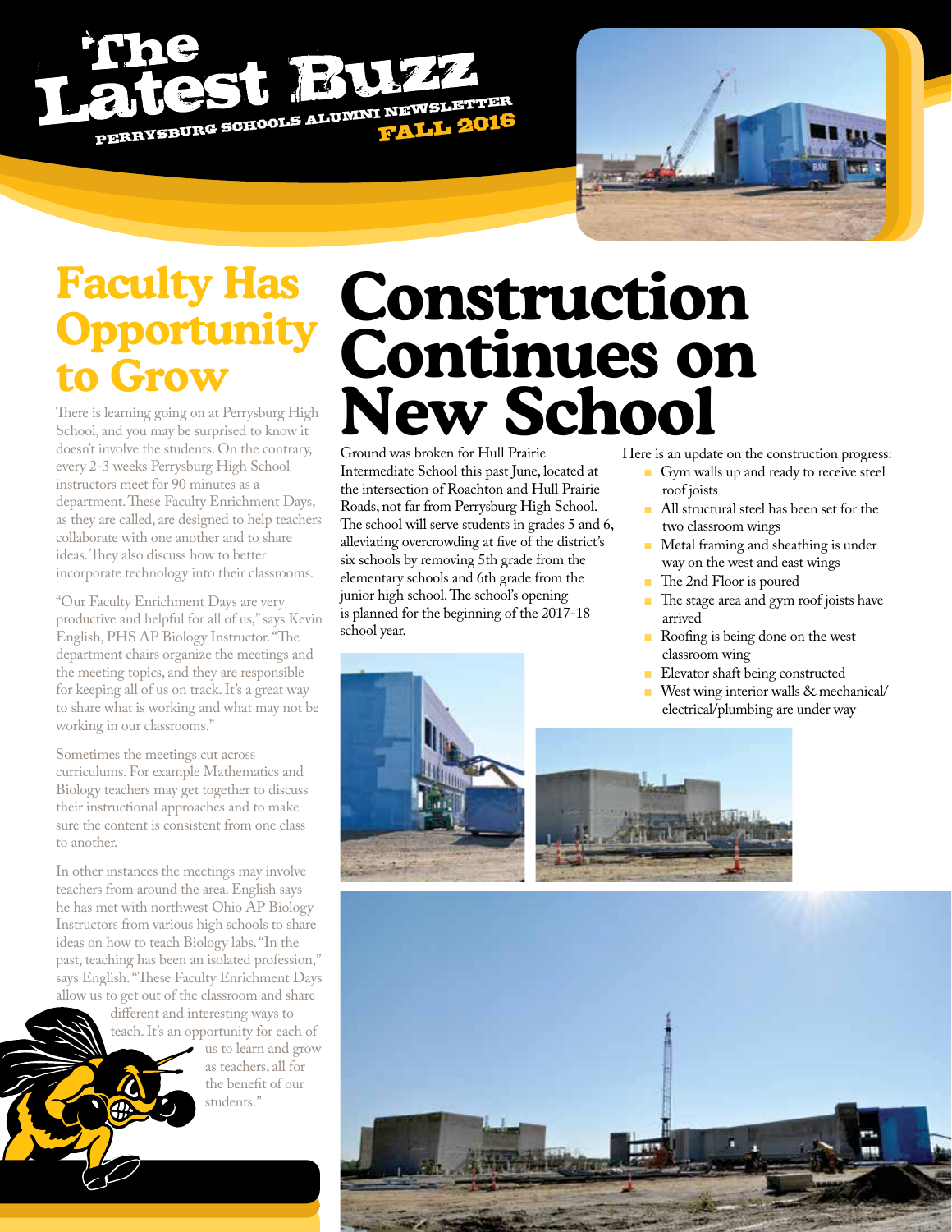# The Latest Buzz

PERRYSBURG SCHOOLS ALUMNI NEWSLETTER

FALL 2016

## Faculty Has Opportunity to Grow

There is learning going on at Perrysburg High School, and you may be surprised to know it doesn't involve the students. On the contrary, every 2-3 weeks Perrysburg High School instructors meet for 90 minutes as a department. These Faculty Enrichment Days, as they are called, are designed to help teachers collaborate with one another and to share ideas. They also discuss how to better incorporate technology into their classrooms.

"Our Faculty Enrichment Days are very productive and helpful for all of us," says Kevin English, PHS AP Biology Instructor. "The department chairs organize the meetings and the meeting topics, and they are responsible for keeping all of us on track. It's a great way to share what is working and what may not be working in our classrooms."

Sometimes the meetings cut across curriculums. For example Mathematics and Biology teachers may get together to discuss their instructional approaches and to make sure the content is consistent from one class to another.

In other instances the meetings may involve teachers from around the area. English says he has met with northwest Ohio AP Biology Instructors from various high schools to share ideas on how to teach Biology labs. "In the past, teaching has been an isolated profession," says English. "These Faculty Enrichment Days allow us to get out of the classroom and share different and interesting ways to teach. It's an opportunity for each of us to learn and grow as teachers, all for the benefit of our students."

# Construction Continues on New School

Ground was broken for Hull Prairie Intermediate School this past June, located at the intersection of Roachton and Hull Prairie Roads, not far from Perrysburg High School. The school will serve students in grades 5 and 6, alleviating overcrowding at five of the district's six schools by removing 5th grade from the elementary schools and 6th grade from the junior high school. The school's opening is planned for the beginning of the 2017-18 school year.

Here is an update on the construction progress:

- Gym walls up and ready to receive steel roof joists
- All structural steel has been set for the two classroom wings
- Metal framing and sheathing is under way on the west and east wings
- The 2nd Floor is poured
- The stage area and gym roof joists have arrived
- Roofing is being done on the west classroom wing
- Elevator shaft being constructed
- West wing interior walls & mechanical/electrical/plumbing are under way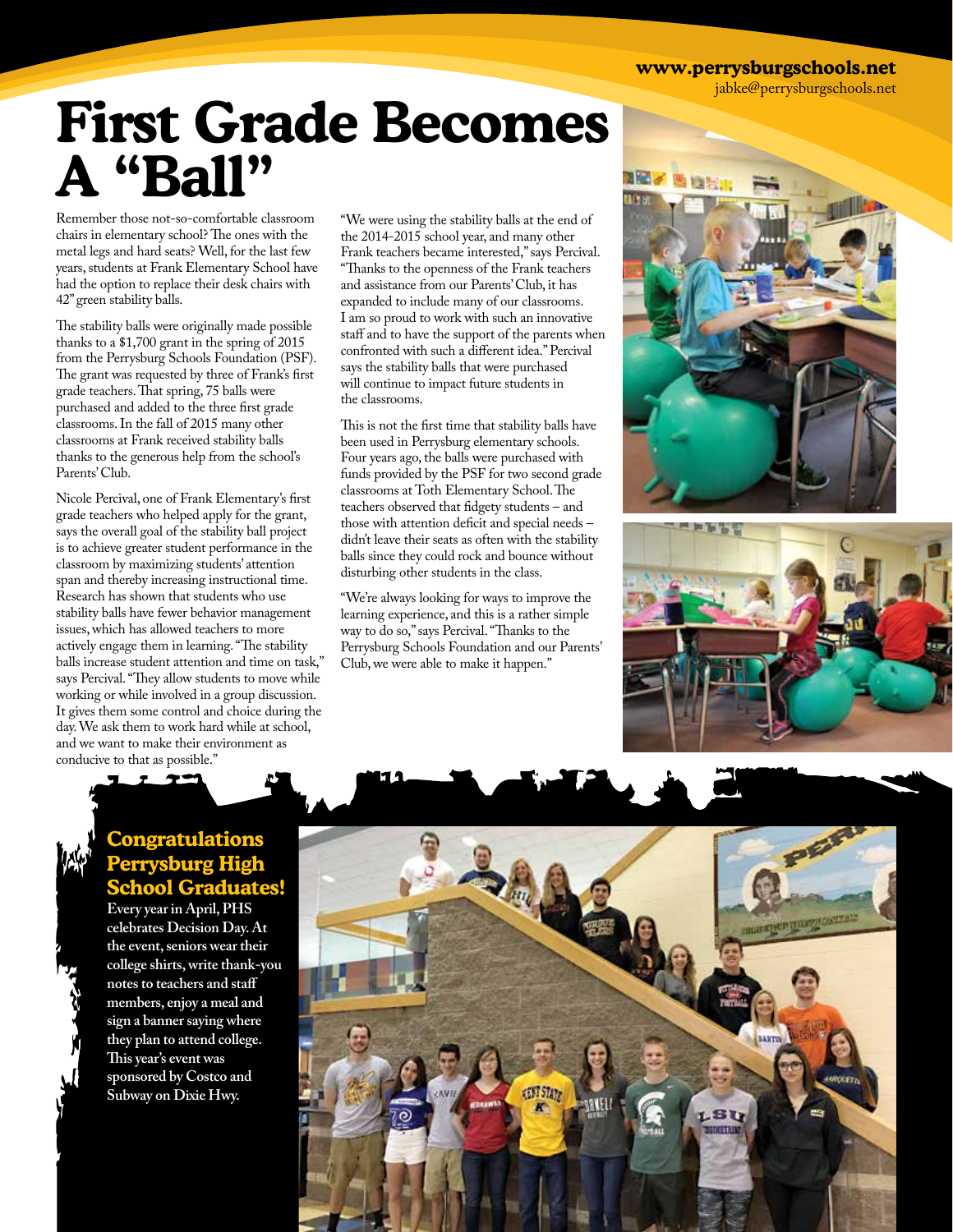# First Grade Becomes A "Ball"

Remember those not-so-comfortable classroom chairs in elementary school? The ones with the metal legs and hard seats? Well, for the last few years, students at Frank Elementary School have had the option to replace their desk chairs with 42" green stability balls.

The stability balls were originally made possible thanks to a $1,700 grant in the spring of 2015 from the Perrysburg Schools Foundation (PSF). The grant was requested by three of Frank's first grade teachers. That spring, 75 balls were purchased and added to the three first grade classrooms. In the fall of 2015 many other classrooms at Frank received stability balls thanks to the generous help from the school's Parents' Club.

Nicole Percival, one of Frank Elementary's first grade teachers who helped apply for the grant, says the overall goal of the stability ball project is to achieve greater student performance in the classroom by maximizing students' attention span and thereby increasing instructional time. Research has shown that students who use stability balls have fewer behavior management issues, which has allowed teachers to more actively engage them in learning. "The stability balls increase student attention and time on task," says Percival. "They allow students to move while working or while involved in a group discussion. It gives them some control and choice during the day. We ask them to work hard while at school, and we want to make their environment as conducive to that as possible."

"We were using the stability balls at the end of the 2014-2015 school year, and many other Frank teachers became interested," says Percival. "Thanks to the openness of the Frank teachers and assistance from our Parents' Club, it has expanded to include many of our classrooms. I am so proud to work with such an innovative staff and to have the support of the parents when confronted with such a different idea." Percival says the stability balls that were purchased will continue to impact future students in the classrooms.

This is not the first time that stability balls have been used in Perrysburg elementary schools. Four years ago, the balls were purchased with funds provided by the PSF for two second grade classrooms at Toth Elementary School. The teachers observed that fidgety students – and those with attention deficit and special needs – didn't leave their seats as often with the stability balls since they could rock and bounce without disturbing other students in the class.

"We're always looking for ways to improve the learning experience, and this is a rather simple way to do so," says Percival. "Thanks to the Perrysburg Schools Foundation and our Parents' Club, we were able to make it happen."

## Congratulations Perrysburg High School Graduates!

**Every year in April, PHS celebrates Decision Day. At the event, seniors wear their college shirts, write thank-you notes to teachers and staff members, enjoy a meal and sign a banner saying where they plan to attend college. This year's event was sponsored by Costco and Subway on Dixie Hwy.**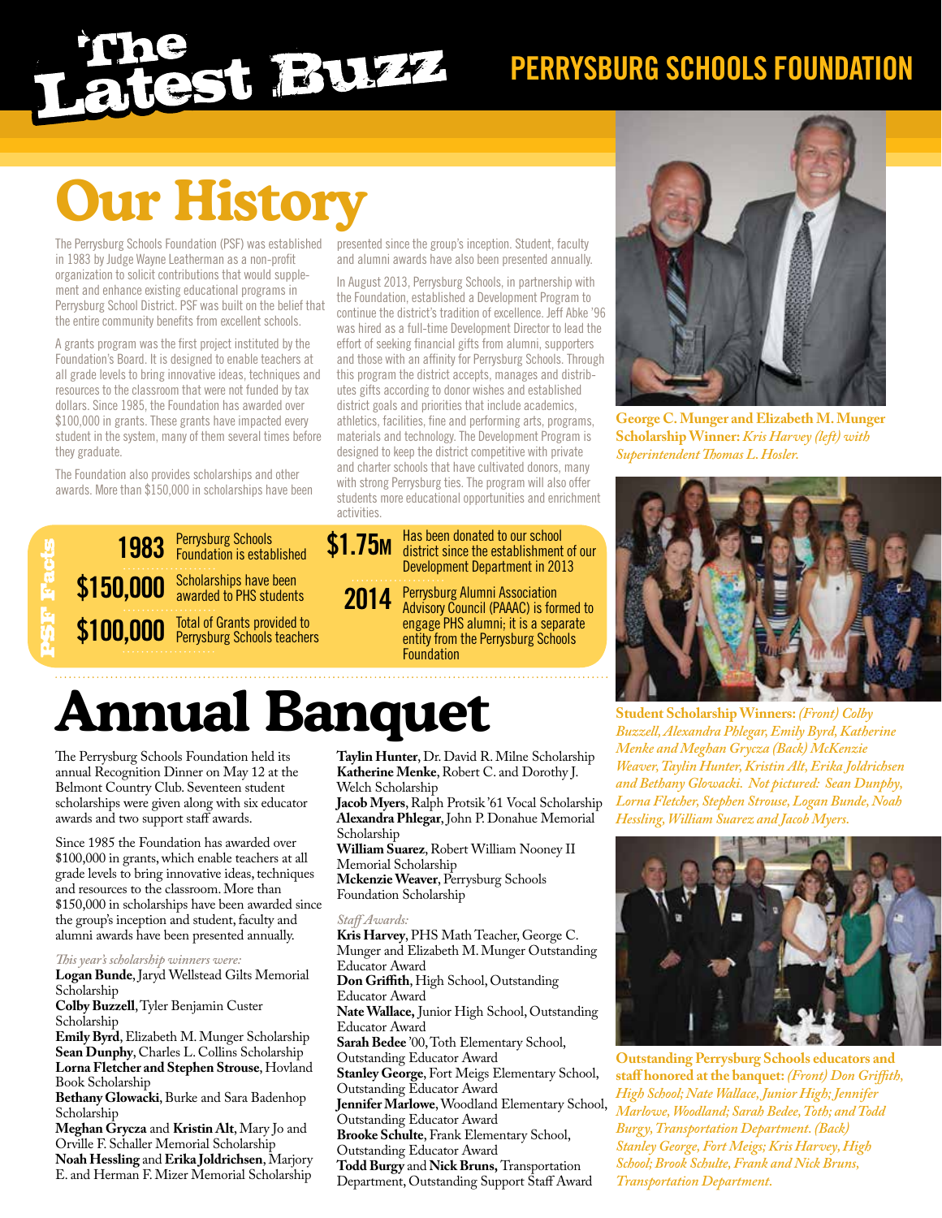# The Latest Buzz

## PERRYSBURG SCHOOLS FOUNDATION

# Our History

The Perrysburg Schools Foundation (PSF) was established in 1983 by Judge Wayne Leatherman as a non-profit organization to solicit contributions that would supplement and enhance existing educational programs in Perrysburg School District. PSF was built on the belief that the entire community benefits from excellent schools.

A grants program was the first project instituted by the Foundation's Board. It is designed to enable teachers at all grade levels to bring innovative ideas, techniques and resources to the classroom that were not funded by tax dollars. Since 1985, the Foundation has awarded over $100,000 in grants. These grants have impacted every student in the system, many of them several times before they graduate.

The Foundation also provides scholarships and other awards. More than $150,000 in scholarships have been presented since the group's inception. Student, faculty and alumni awards have also been presented annually.

In August 2013, Perrysburg Schools, in partnership with the Foundation, established a Development Program to continue the district's tradition of excellence. Jeff Abke '96 was hired as a full-time Development Director to lead the effort of seeking financial gifts from alumni, supporters and those with an affinity for Perrysburg Schools. Through this program the district accepts, manages and distributes gifts according to donor wishes and established district goals and priorities that include academics, athletics, facilities, fine and performing arts, programs, materials and technology. The Development Program is designed to keep the district competitive with private and charter schools that have cultivated donors, many with strong Perrysburg ties. The program will also offer students more educational opportunities and enrichment activities.

### PSF Facts

- **1983** Perrysburg Schools Foundation is established
- **$150,000** Scholarships have been awarded to PHS students
- **$100,000** Total of Grants provided to Perrysburg Schools teachers
- **$1.75M** Has been donated to our school district since the establishment of our Development Department in 2013
- **2014** Perrysburg Alumni Association Advisory Council (PAAAC) is formed to engage PHS alumni; it is a separate entity from the Perrysburg Schools Foundation

# Annual Banquet

The Perrysburg Schools Foundation held its annual Recognition Dinner on May 12 at the Belmont Country Club. Seventeen student scholarships were given along with six educator awards and two support staff awards.

Since 1985 the Foundation has awarded over $100,000 in grants, which enable teachers at all grade levels to bring innovative ideas, techniques and resources to the classroom. More than $150,000 in scholarships have been awarded since the group's inception and student, faculty and alumni awards have been presented annually.

*This year's scholarship winners were:*

**Logan Bunde**, Jaryd Wellstead Gilts Memorial Scholarship
**Colby Buzzell**, Tyler Benjamin Custer Scholarship
**Emily Byrd**, Elizabeth M. Munger Scholarship
**Sean Dunphy**, Charles L. Collins Scholarship
**Lorna Fletcher and Stephen Strouse**, Hovland Book Scholarship
**Bethany Glowacki**, Burke and Sara Badenhop Scholarship
**Meghan Grycza** and **Kristin Alt**, Mary Jo and Orville F. Schaller Memorial Scholarship
**Noah Hessling** and **Erika Joldrichsen**, Marjory E. and Herman F. Mizer Memorial Scholarship
**Taylin Hunter**, Dr. David R. Milne Scholarship
**Katherine Menke**, Robert C. and Dorothy J. Welch Scholarship
**Jacob Myers**, Ralph Protsik '61 Vocal Scholarship
**Alexandra Phlegar**, John P. Donahue Memorial Scholarship
**William Suarez**, Robert William Nooney II Memorial Scholarship
**Mckenzie Weaver**, Perrysburg Schools Foundation Scholarship

*Staff Awards:*

**Kris Harvey**, PHS Math Teacher, George C. Munger and Elizabeth M. Munger Outstanding Educator Award
**Don Griffith**, High School, Outstanding Educator Award
**Nate Wallace,** Junior High School, Outstanding Educator Award
**Sarah Bedee** '00, Toth Elementary School, Outstanding Educator Award
**Stanley George**, Fort Meigs Elementary School, Outstanding Educator Award
**Jennifer Marlowe**, Woodland Elementary School, Outstanding Educator Award
**Brooke Schulte**, Frank Elementary School, Outstanding Educator Award
**Todd Burgy** and **Nick Bruns,** Transportation Department, Outstanding Support Staff Award

**George C. Munger and Elizabeth M. Munger Scholarship Winner:** *Kris Harvey (left) with Superintendent Thomas L. Hosler.*

**Student Scholarship Winners:** *(Front) Colby Buzzell, Alexandra Phlegar, Emily Byrd, Katherine Menke and Meghan Grycza (Back) McKenzie Weaver, Taylin Hunter, Kristin Alt, Erika Joldrichsen and Bethany Glowacki. Not pictured: Sean Dunphy, Lorna Fletcher, Stephen Strouse, Logan Bunde, Noah Hessling, William Suarez and Jacob Myers.*

**Outstanding Perrysburg Schools educators and staff honored at the banquet:** *(Front) Don Griffith, High School; Nate Wallace, Junior High; Jennifer Marlowe, Woodland; Sarah Bedee, Toth; and Todd Burgy, Transportation Department. (Back) Stanley George, Fort Meigs; Kris Harvey, High School; Brook Schulte, Frank and Nick Bruns, Transportation Department.*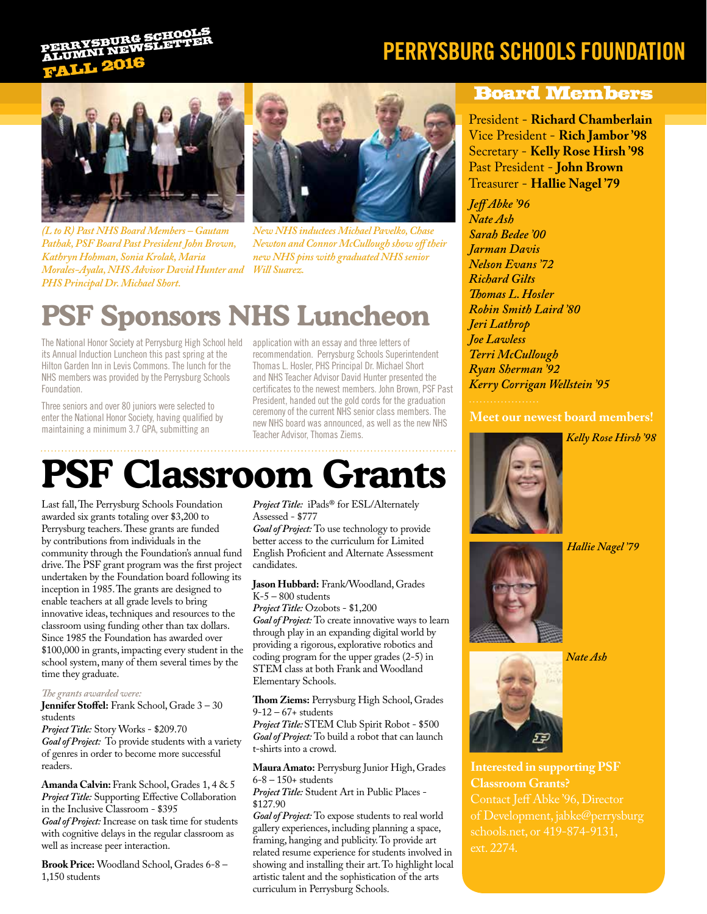PERRYSBURG SCHOOLS ALUMNI NEWSLETTER FALL 2016

# PERRYSBURG SCHOOLS FOUNDATION

(L to R) Past NHS Board Members – Gautam Pathak, PSF Board Past President John Brown, Kathryn Hohman, Sonia Krolak, Maria Morales-Ayala, NHS Advisor David Hunter and PHS Principal Dr. Michael Short.

New NHS inductees Michael Pavelko, Chase Newton and Connor McCullough show off their new NHS pins with graduated NHS senior Will Suarez.

## PSF Sponsors NHS Luncheon

The National Honor Society at Perrysburg High School held its Annual Induction Luncheon this past spring at the Hilton Garden Inn in Levis Commons. The lunch for the NHS members was provided by the Perrysburg Schools Foundation.

Three seniors and over 80 juniors were selected to enter the National Honor Society, having qualified by maintaining a minimum 3.7 GPA, submitting an application with an essay and three letters of recommendation. Perrysburg Schools Superintendent Thomas L. Hosler, PHS Principal Dr. Michael Short and NHS Teacher Advisor David Hunter presented the certificates to the newest members. John Brown, PSF Past President, handed out the gold cords for the graduation ceremony of the current NHS senior class members. The new NHS board was announced, as well as the new NHS Teacher Advisor, Thomas Ziems.

# PSF Classroom Grants

Last fall, The Perrysburg Schools Foundation awarded six grants totaling over $3,200 to Perrysburg teachers. These grants are funded by contributions from individuals in the community through the Foundation's annual fund drive. The PSF grant program was the first project undertaken by the Foundation board following its inception in 1985. The grants are designed to enable teachers at all grade levels to bring innovative ideas, techniques and resources to the classroom using funding other than tax dollars. Since 1985 the Foundation has awarded over $100,000 in grants, impacting every student in the school system, many of them several times by the time they graduate.

*The grants awarded were:*

**Jennifer Stoffel:** Frank School, Grade 3 – 30 students
*Project Title:* Story Works - $209.70
*Goal of Project:* To provide students with a variety of genres in order to become more successful readers.

**Amanda Calvin:** Frank School, Grades 1, 4 & 5
*Project Title:* Supporting Effective Collaboration in the Inclusive Classroom - $395
*Goal of Project:* Increase on task time for students with cognitive delays in the regular classroom as well as increase peer interaction.

**Brook Price:** Woodland School, Grades 6-8 – 1,150 students
*Project Title:* iPads® for ESL/Alternately Assessed - $777
*Goal of Project:* To use technology to provide better access to the curriculum for Limited English Proficient and Alternate Assessment candidates.

**Jason Hubbard:** Frank/Woodland, Grades K-5 – 800 students
*Project Title:* Ozobots - $1,200
*Goal of Project:* To create innovative ways to learn through play in an expanding digital world by providing a rigorous, explorative robotics and coding program for the upper grades (2-5) in STEM class at both Frank and Woodland Elementary Schools.

**Thom Ziems:** Perrysburg High School, Grades 9-12 – 67+ students
*Project Title:* STEM Club Spirit Robot - $500
*Goal of Project:* To build a robot that can launch t-shirts into a crowd.

**Maura Amato:** Perrysburg Junior High, Grades 6-8 – 150+ students
*Project Title:* Student Art in Public Places - $127.90
*Goal of Project:* To expose students to real world gallery experiences, including planning a space, framing, hanging and publicity. To provide art related resume experience for students involved in showing and installing their art. To highlight local artistic talent and the sophistication of the arts curriculum in Perrysburg Schools.

## Board Members

President - **Richard Chamberlain**
Vice President - **Rich Jambor '98**
Secretary - **Kelly Rose Hirsh '98**
Past President - **John Brown**
Treasurer - **Hallie Nagel '79**

*Jeff Abke '96*
*Nate Ash*
*Sarah Bedee '00*
*Jarman Davis*
*Nelson Evans '72*
*Richard Gilts*
*Thomas L. Hosler*
*Robin Smith Laird '80*
*Jeri Lathrop*
*Joe Lawless*
*Terri McCullough*
*Ryan Sherman '92*
*Kerry Corrigan Wellstein '95*

### Meet our newest board members!

*Kelly Rose Hirsh '98*

*Hallie Nagel '79*

*Nate Ash*

**Interested in supporting PSF Classroom Grants?**
Contact Jeff Abke '96, Director of Development, jabke@perrysburgschools.net, or 419-874-9131, ext. 2274.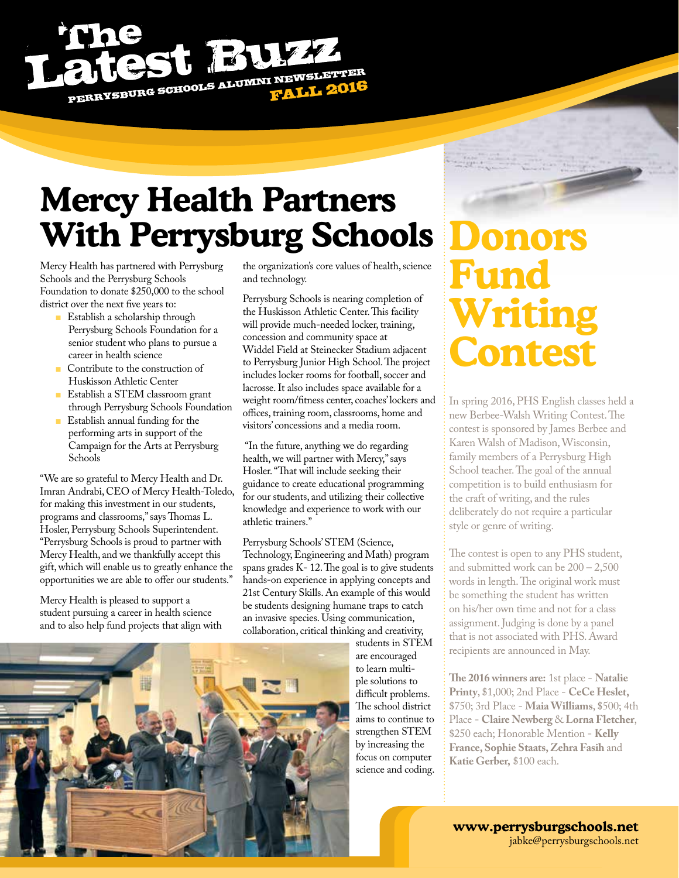# The Latest Buzz

PERRYSBURG SCHOOLS ALUMNI NEWSLETTER FALL 2016

# Mercy Health Partners With Perrysburg Schools

Mercy Health has partnered with Perrysburg Schools and the Perrysburg Schools Foundation to donate $250,000 to the school district over the next five years to:

- Establish a scholarship through Perrysburg Schools Foundation for a senior student who plans to pursue a career in health science
- Contribute to the construction of Huskisson Athletic Center
- Establish a STEM classroom grant through Perrysburg Schools Foundation
- Establish annual funding for the performing arts in support of the Campaign for the Arts at Perrysburg Schools

"We are so grateful to Mercy Health and Dr. Imran Andrabi, CEO of Mercy Health-Toledo, for making this investment in our students, programs and classrooms," says Thomas L. Hosler, Perrysburg Schools Superintendent. "Perrysburg Schools is proud to partner with Mercy Health, and we thankfully accept this gift, which will enable us to greatly enhance the opportunities we are able to offer our students."

Mercy Health is pleased to support a student pursuing a career in health science and to also help fund projects that align with the organization's core values of health, science and technology.

Perrysburg Schools is nearing completion of the Huskisson Athletic Center. This facility will provide much-needed locker, training, concession and community space at Widdel Field at Steinecker Stadium adjacent to Perrysburg Junior High School. The project includes locker rooms for football, soccer and lacrosse. It also includes space available for a weight room/fitness center, coaches' lockers and offices, training room, classrooms, home and visitors' concessions and a media room.

"In the future, anything we do regarding health, we will partner with Mercy," says Hosler. "That will include seeking their guidance to create educational programming for our students, and utilizing their collective knowledge and experience to work with our athletic trainers."

Perrysburg Schools' STEM (Science, Technology, Engineering and Math) program spans grades K- 12. The goal is to give students hands-on experience in applying concepts and 21st Century Skills. An example of this would be students designing humane traps to catch an invasive species. Using communication, collaboration, critical thinking and creativity, students in STEM are encouraged to learn multiple solutions to difficult problems. The school district aims to continue to strengthen STEM by increasing the focus on computer science and coding.

# Donors Fund Writing Contest

In spring 2016, PHS English classes held a new Berbee-Walsh Writing Contest. The contest is sponsored by James Berbee and Karen Walsh of Madison, Wisconsin, family members of a Perrysburg High School teacher. The goal of the annual competition is to build enthusiasm for the craft of writing, and the rules deliberately do not require a particular style or genre of writing.

The contest is open to any PHS student, and submitted work can be 200 – 2,500 words in length. The original work must be something the student has written on his/her own time and not for a class assignment. Judging is done by a panel that is not associated with PHS. Award recipients are announced in May.

**The 2016 winners are:** 1st place - **Natalie Printy**, $1,000; 2nd Place - **CeCe Heslet,** $750; 3rd Place - **Maia Williams**, $500; 4th Place - **Claire Newberg** & **Lorna Fletcher**, $250 each; Honorable Mention - **Kelly France, Sophie Staats, Zehra Fasih** and **Katie Gerber,** $100 each.

**www.perrysburgschools.net**
jabke@perrysburgschools.net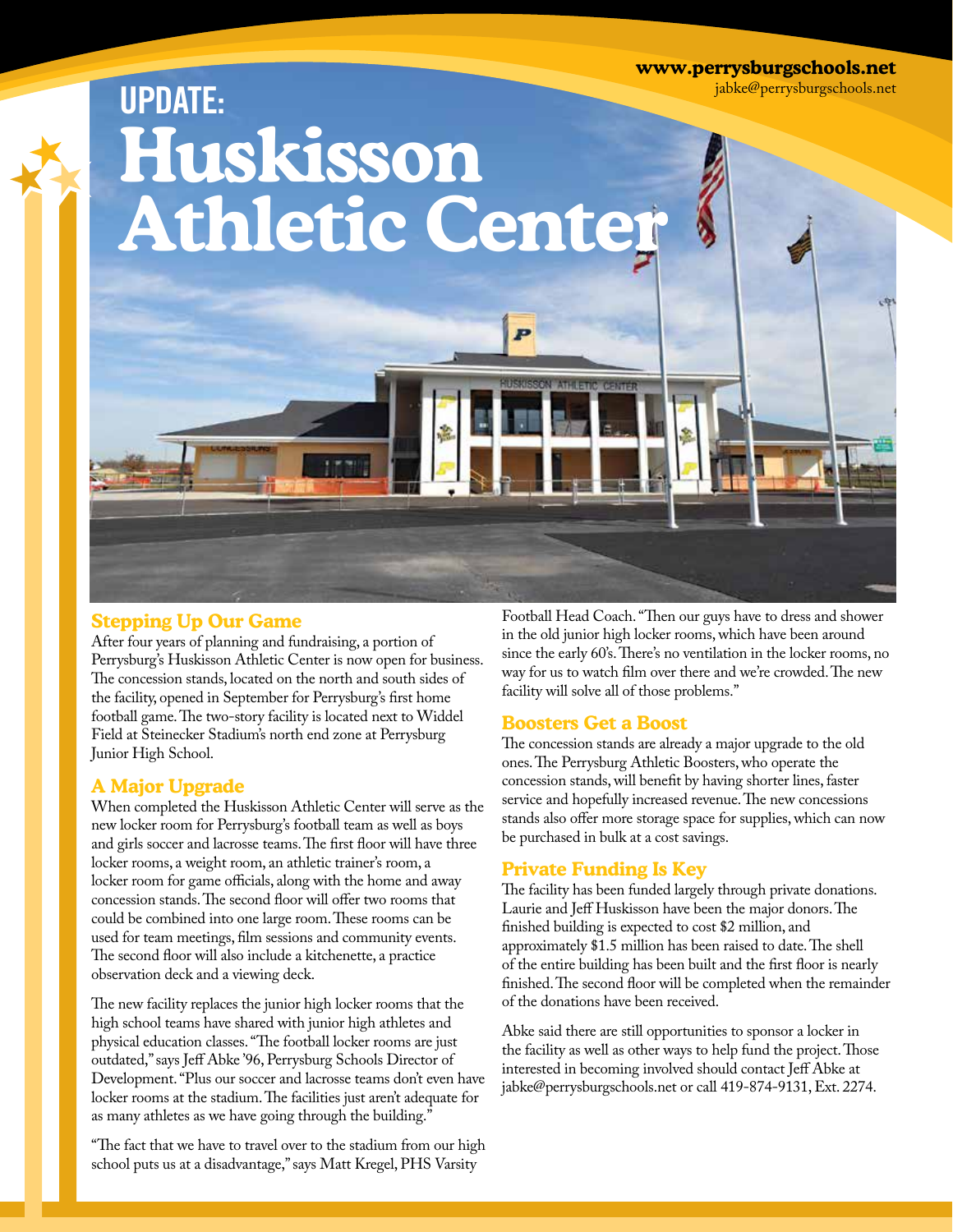www.perrysburgschools.net
jabke@perrysburgschools.net

# UPDATE: Huskisson Athletic Center

## Stepping Up Our Game

After four years of planning and fundraising, a portion of Perrysburg's Huskisson Athletic Center is now open for business. The concession stands, located on the north and south sides of the facility, opened in September for Perrysburg's first home football game. The two-story facility is located next to Widdel Field at Steinecker Stadium's north end zone at Perrysburg Junior High School.

## A Major Upgrade

When completed the Huskisson Athletic Center will serve as the new locker room for Perrysburg's football team as well as boys and girls soccer and lacrosse teams. The first floor will have three locker rooms, a weight room, an athletic trainer's room, a locker room for game officials, along with the home and away concession stands. The second floor will offer two rooms that could be combined into one large room. These rooms can be used for team meetings, film sessions and community events. The second floor will also include a kitchenette, a practice observation deck and a viewing deck.

The new facility replaces the junior high locker rooms that the high school teams have shared with junior high athletes and physical education classes. "The football locker rooms are just outdated," says Jeff Abke '96, Perrysburg Schools Director of Development. "Plus our soccer and lacrosse teams don't even have locker rooms at the stadium. The facilities just aren't adequate for as many athletes as we have going through the building."

"The fact that we have to travel over to the stadium from our high school puts us at a disadvantage," says Matt Kregel, PHS Varsity Football Head Coach. "Then our guys have to dress and shower in the old junior high locker rooms, which have been around since the early 60's. There's no ventilation in the locker rooms, no way for us to watch film over there and we're crowded. The new facility will solve all of those problems."

## Boosters Get a Boost

The concession stands are already a major upgrade to the old ones. The Perrysburg Athletic Boosters, who operate the concession stands, will benefit by having shorter lines, faster service and hopefully increased revenue. The new concessions stands also offer more storage space for supplies, which can now be purchased in bulk at a cost savings.

## Private Funding Is Key

The facility has been funded largely through private donations. Laurie and Jeff Huskisson have been the major donors. The finished building is expected to cost $2 million, and approximately $1.5 million has been raised to date. The shell of the entire building has been built and the first floor is nearly finished. The second floor will be completed when the remainder of the donations have been received.

Abke said there are still opportunities to sponsor a locker in the facility as well as other ways to help fund the project. Those interested in becoming involved should contact Jeff Abke at jabke@perrysburgschools.net or call 419-874-9131, Ext. 2274.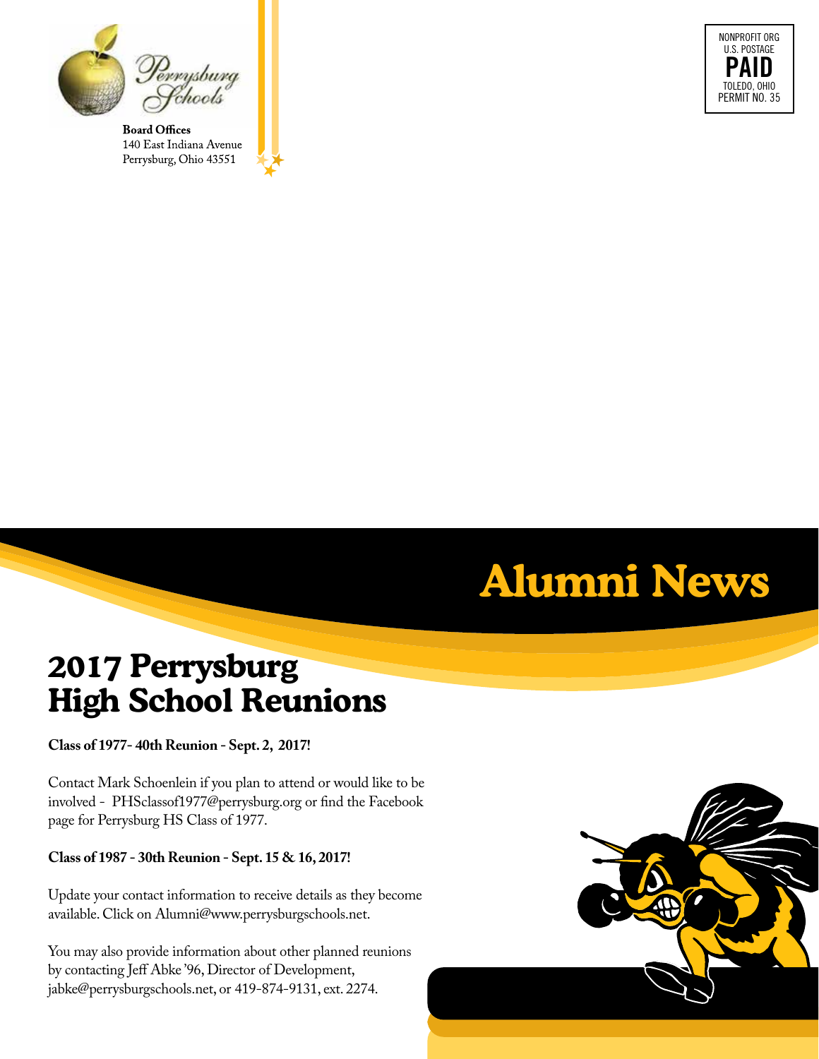Perrysburg Schools

**Board Offices**
140 East Indiana Avenue
Perrysburg, Ohio 43551

NONPROFIT ORG
U.S. POSTAGE
**PAID**
TOLEDO, OHIO
PERMIT NO. 35

# Alumni News

## 2017 Perrysburg High School Reunions

**Class of 1977- 40th Reunion - Sept. 2, 2017!**

Contact Mark Schoenlein if you plan to attend or would like to be involved - PHSclassof1977@perrysburg.org or find the Facebook page for Perrysburg HS Class of 1977.

**Class of 1987 - 30th Reunion - Sept. 15 & 16, 2017!**

Update your contact information to receive details as they become available. Click on Alumni@www.perrysburgschools.net.

You may also provide information about other planned reunions by contacting Jeff Abke '96, Director of Development, jabke@perrysburgschools.net, or 419-874-9131, ext. 2274.